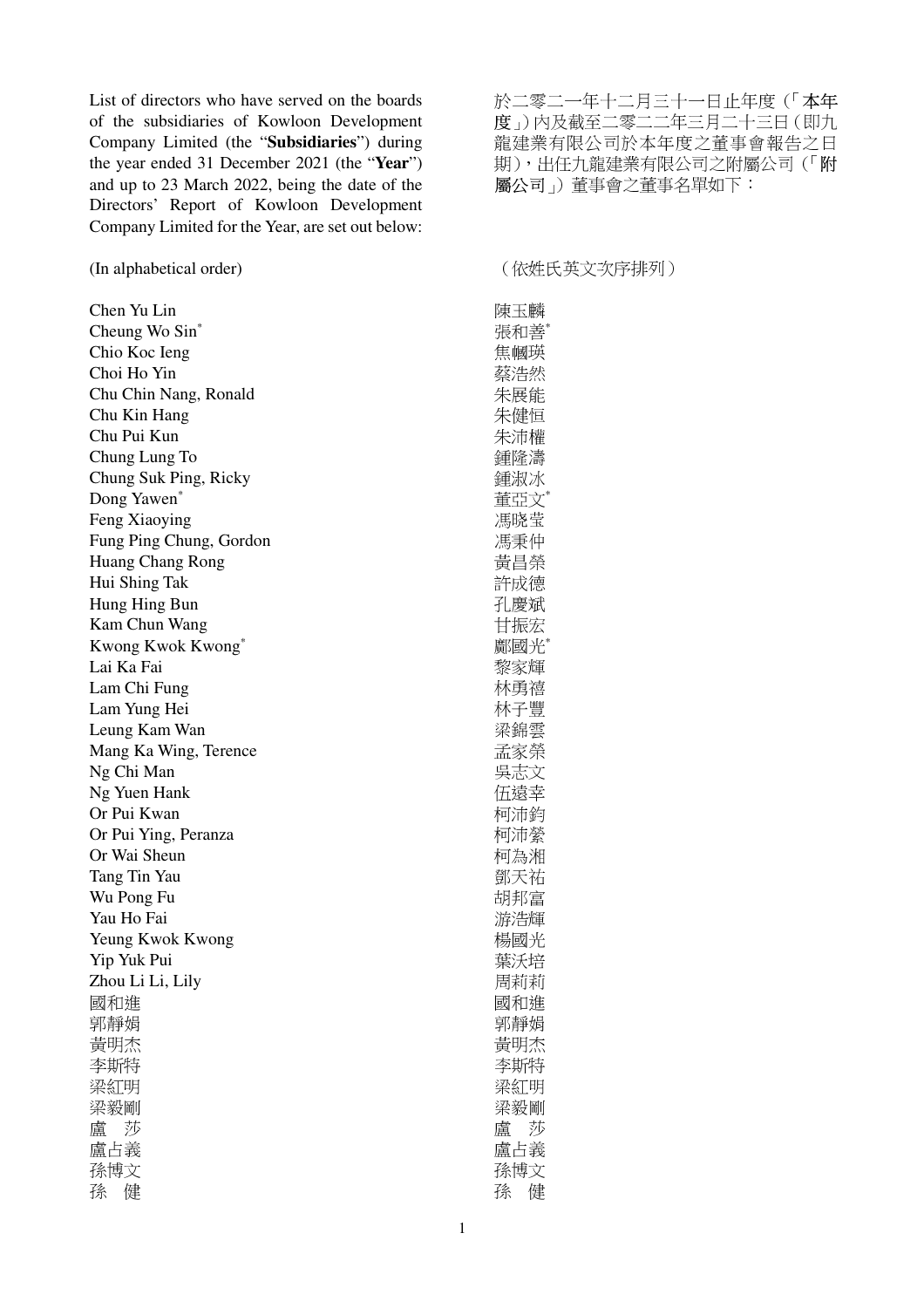List of directors who have served on the boards of the subsidiaries of Kowloon Development Company Limited (the "**Subsidiaries**") during the year ended 31 December 2021 (the "**Year**") and up to 23 March 2022, being the date of the Directors' Report of Kowloon Development Company Limited for the Year, are set out below:

於二零二一年十二月三十一日止年度（「**本年度**」）內及截至二零二二年三月二十三日（即九龍建業有限公司於本年度之董事會報告之日期），出任九龍建業有限公司之附屬公司（「**附屬公司**」）董事會之董事名單如下：

(In alphabetical order)

（依姓氏英文次序排列）

| English | 中文 |
|---|---|
| Chen Yu Lin | 陳玉麟 |
| Cheung Wo Sin* | 張和善* |
| Chio Koc Ieng | 焦幗瑛 |
| Choi Ho Yin | 蔡浩然 |
| Chu Chin Nang, Ronald | 朱展能 |
| Chu Kin Hang | 朱健恒 |
| Chu Pui Kun | 朱沛權 |
| Chung Lung To | 鍾隆濤 |
| Chung Suk Ping, Ricky | 鍾淑冰 |
| Dong Yawen* | 董亞文* |
| Feng Xiaoying | 馮晓莹 |
| Fung Ping Chung, Gordon | 馮秉仲 |
| Huang Chang Rong | 黃昌榮 |
| Hui Shing Tak | 許成德 |
| Hung Hing Bun | 孔慶斌 |
| Kam Chun Wang | 甘振宏 |
| Kwong Kwok Kwong* | 鄺國光* |
| Lai Ka Fai | 黎家輝 |
| Lam Chi Fung | 林勇禧 |
| Lam Yung Hei | 林子豐 |
| Leung Kam Wan | 梁錦雲 |
| Mang Ka Wing, Terence | 孟家榮 |
| Ng Chi Man | 吳志文 |
| Ng Yuen Hank | 伍遠幸 |
| Or Pui Kwan | 柯沛鈞 |
| Or Pui Ying, Peranza | 柯沛縈 |
| Or Wai Sheun | 柯為湘 |
| Tang Tin Yau | 鄧天祐 |
| Wu Pong Fu | 胡邦富 |
| Yau Ho Fai | 游浩輝 |
| Yeung Kwok Kwong | 楊國光 |
| Yip Yuk Pui | 葉沃培 |
| Zhou Li Li, Lily | 周莉莉 |
| 國和進 | 國和進 |
| 郭靜娟 | 郭靜娟 |
| 黃明杰 | 黃明杰 |
| 李斯特 | 李斯特 |
| 梁紅明 | 梁紅明 |
| 梁毅剛 | 梁毅剛 |
| 盧 莎 | 盧 莎 |
| 盧占義 | 盧占義 |
| 孫博文 | 孫博文 |
| 孫 健 | 孫 健 |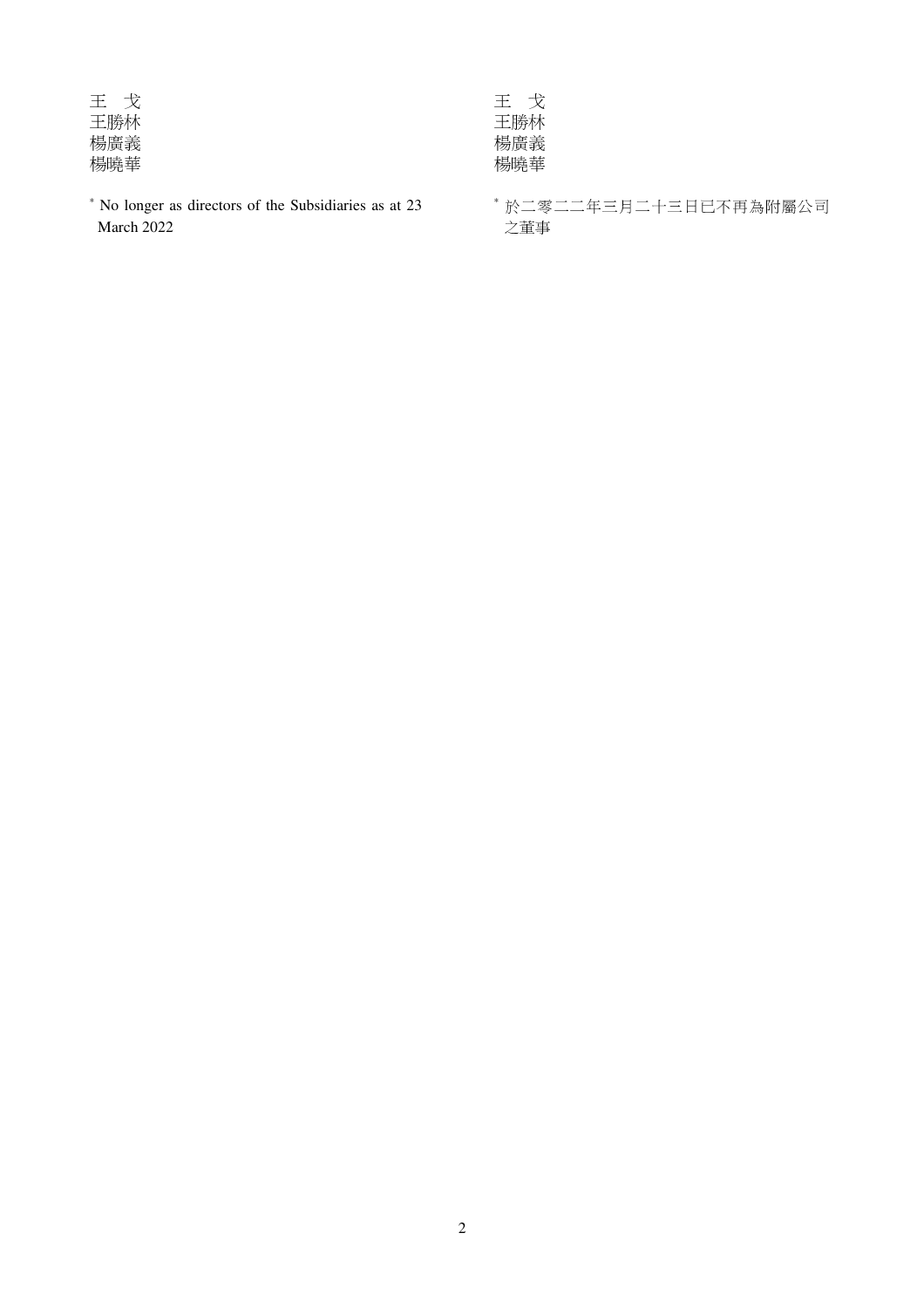王　戈
王勝林
楊廣義
楊曉華

\* No longer as directors of the Subsidiaries as at 23 March 2022

王　戈
王勝林
楊廣義
楊曉華

\* 於二零二二年三月二十三日已不再為附屬公司之董事